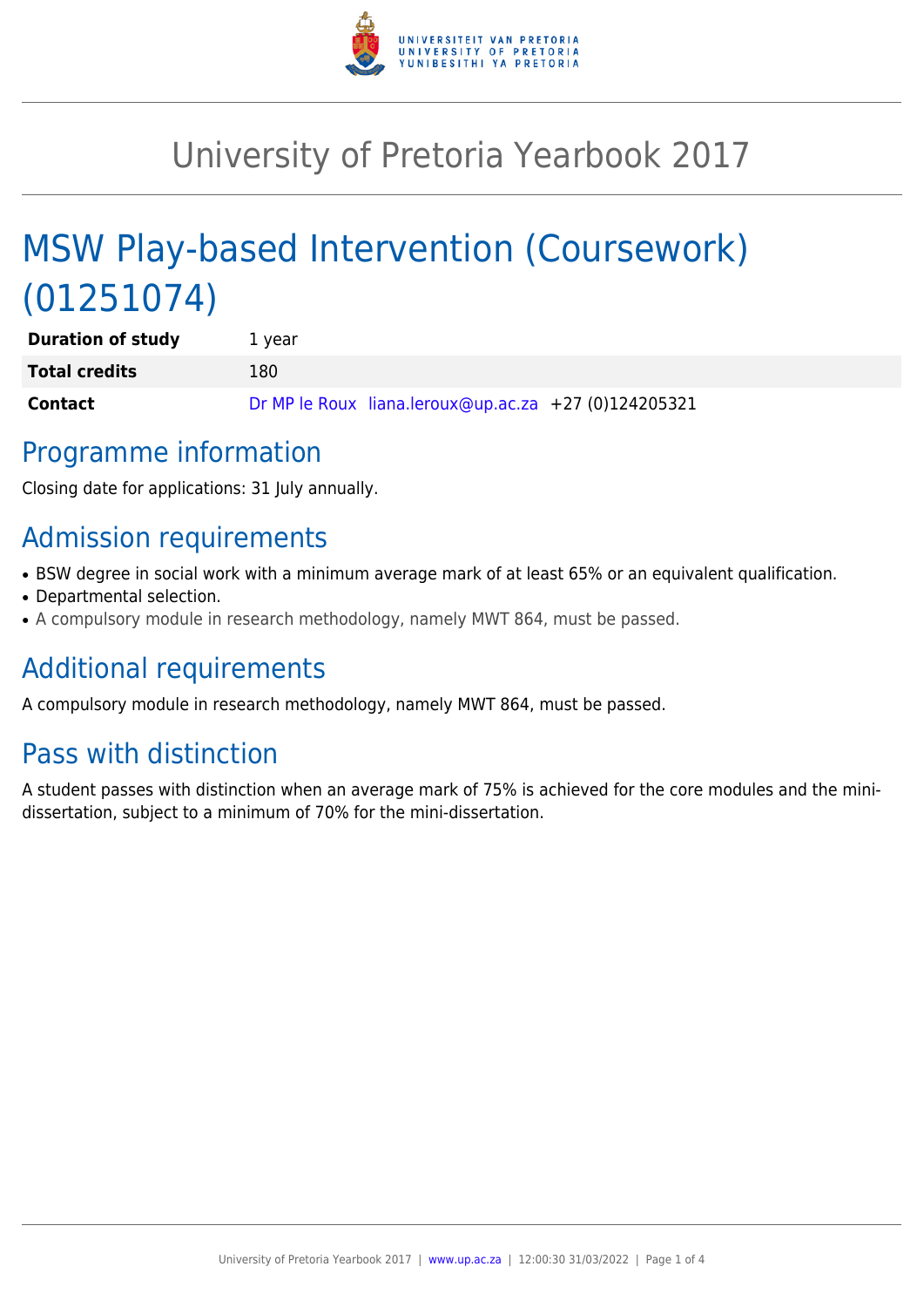# University of Pretoria Yearbook 2017

# MSW Play-based Intervention (Coursework) (01251074)

| | |
|---|---|
| **Duration of study** | 1 year |
| **Total credits** | 180 |
| **Contact** | Dr MP le Roux liana.leroux@up.ac.za +27 (0)124205321 |

## Programme information

Closing date for applications: 31 July annually.

## Admission requirements

- BSW degree in social work with a minimum average mark of at least 65% or an equivalent qualification.
- Departmental selection.
- A compulsory module in research methodology, namely MWT 864, must be passed.

## Additional requirements

A compulsory module in research methodology, namely MWT 864, must be passed.

## Pass with distinction

A student passes with distinction when an average mark of 75% is achieved for the core modules and the mini-dissertation, subject to a minimum of 70% for the mini-dissertation.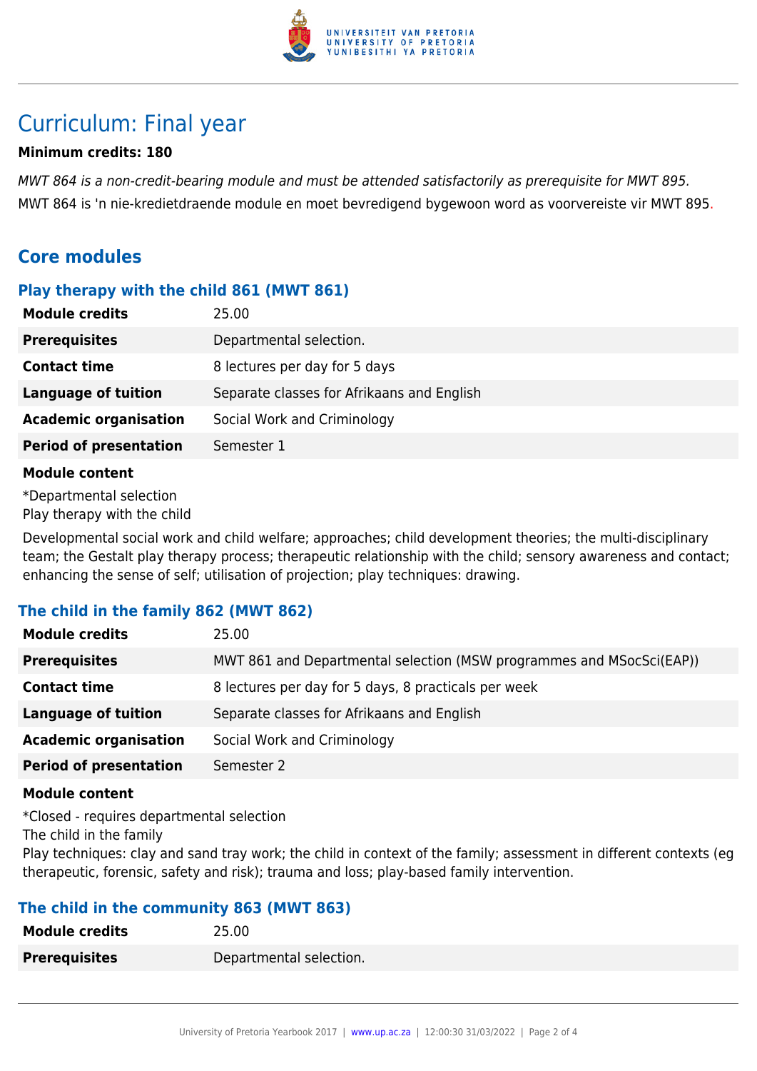# Curriculum: Final year

**Minimum credits: 180**

*MWT 864 is a non-credit-bearing module and must be attended satisfactorily as prerequisite for MWT 895.*
MWT 864 is 'n nie-kredietdraende module en moet bevredigend bygewoon word as voorvereiste vir MWT 895.

## Core modules

### Play therapy with the child 861 (MWT 861)

| | |
|---|---|
| **Module credits** | 25.00 |
| **Prerequisites** | Departmental selection. |
| **Contact time** | 8 lectures per day for 5 days |
| **Language of tuition** | Separate classes for Afrikaans and English |
| **Academic organisation** | Social Work and Criminology |
| **Period of presentation** | Semester 1 |

**Module content**

*Departmental selection
Play therapy with the child

Developmental social work and child welfare; approaches; child development theories; the multi-disciplinary team; the Gestalt play therapy process; therapeutic relationship with the child; sensory awareness and contact; enhancing the sense of self; utilisation of projection; play techniques: drawing.

### The child in the family 862 (MWT 862)

| | |
|---|---|
| **Module credits** | 25.00 |
| **Prerequisites** | MWT 861 and Departmental selection (MSW programmes and MSocSci(EAP)) |
| **Contact time** | 8 lectures per day for 5 days, 8 practicals per week |
| **Language of tuition** | Separate classes for Afrikaans and English |
| **Academic organisation** | Social Work and Criminology |
| **Period of presentation** | Semester 2 |

**Module content**

*Closed - requires departmental selection
The child in the family
Play techniques: clay and sand tray work; the child in context of the family; assessment in different contexts (eg therapeutic, forensic, safety and risk); trauma and loss; play-based family intervention.

### The child in the community 863 (MWT 863)

| | |
|---|---|
| **Module credits** | 25.00 |
| **Prerequisites** | Departmental selection. |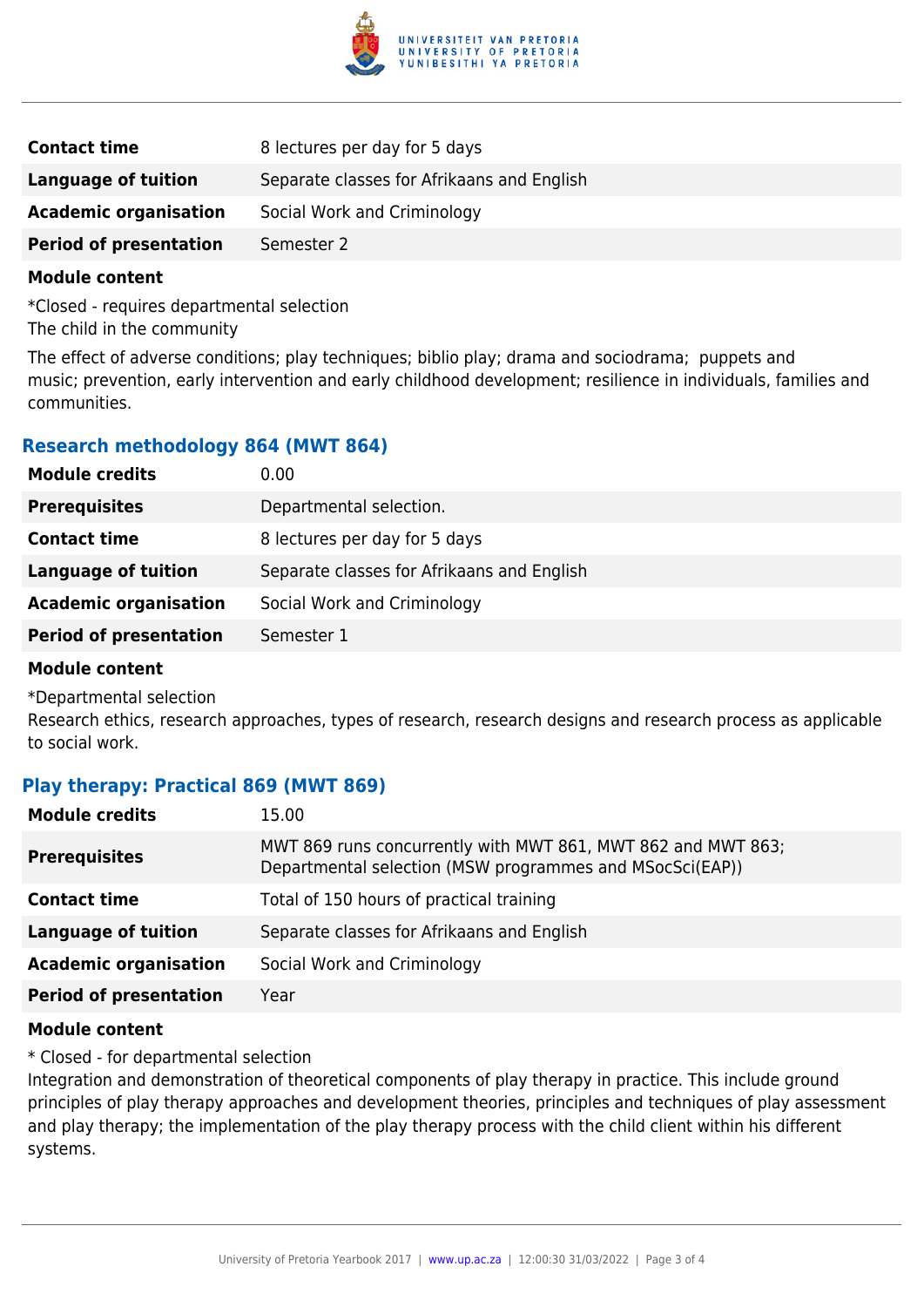| | |
|---|---|
| **Contact time** | 8 lectures per day for 5 days |
| **Language of tuition** | Separate classes for Afrikaans and English |
| **Academic organisation** | Social Work and Criminology |
| **Period of presentation** | Semester 2 |

**Module content**

*Closed - requires departmental selection
The child in the community

The effect of adverse conditions; play techniques; biblio play; drama and sociodrama; puppets and music; prevention, early intervention and early childhood development; resilience in individuals, families and communities.

### Research methodology 864 (MWT 864)

| | |
|---|---|
| **Module credits** | 0.00 |
| **Prerequisites** | Departmental selection. |
| **Contact time** | 8 lectures per day for 5 days |
| **Language of tuition** | Separate classes for Afrikaans and English |
| **Academic organisation** | Social Work and Criminology |
| **Period of presentation** | Semester 1 |

**Module content**

*Departmental selection
Research ethics, research approaches, types of research, research designs and research process as applicable to social work.

### Play therapy: Practical 869 (MWT 869)

| | |
|---|---|
| **Module credits** | 15.00 |
| **Prerequisites** | MWT 869 runs concurrently with MWT 861, MWT 862 and MWT 863; Departmental selection (MSW programmes and MSocSci(EAP)) |
| **Contact time** | Total of 150 hours of practical training |
| **Language of tuition** | Separate classes for Afrikaans and English |
| **Academic organisation** | Social Work and Criminology |
| **Period of presentation** | Year |

**Module content**

* Closed - for departmental selection
Integration and demonstration of theoretical components of play therapy in practice. This include ground principles of play therapy approaches and development theories, principles and techniques of play assessment and play therapy; the implementation of the play therapy process with the child client within his different systems.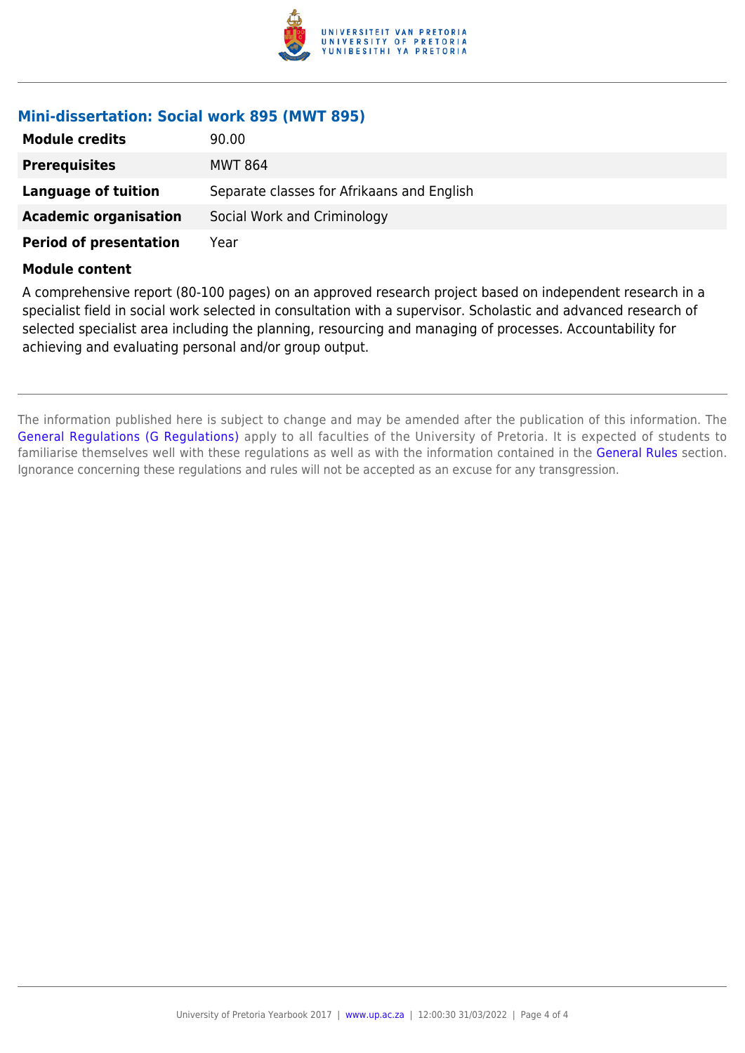### Mini-dissertation: Social work 895 (MWT 895)

| | |
|---|---|
| **Module credits** | 90.00 |
| **Prerequisites** | MWT 864 |
| **Language of tuition** | Separate classes for Afrikaans and English |
| **Academic organisation** | Social Work and Criminology |
| **Period of presentation** | Year |

**Module content**

A comprehensive report (80-100 pages) on an approved research project based on independent research in a specialist field in social work selected in consultation with a supervisor. Scholastic and advanced research of selected specialist area including the planning, resourcing and managing of processes. Accountability for achieving and evaluating personal and/or group output.

The information published here is subject to change and may be amended after the publication of this information. The General Regulations (G Regulations) apply to all faculties of the University of Pretoria. It is expected of students to familiarise themselves well with these regulations as well as with the information contained in the General Rules section. Ignorance concerning these regulations and rules will not be accepted as an excuse for any transgression.